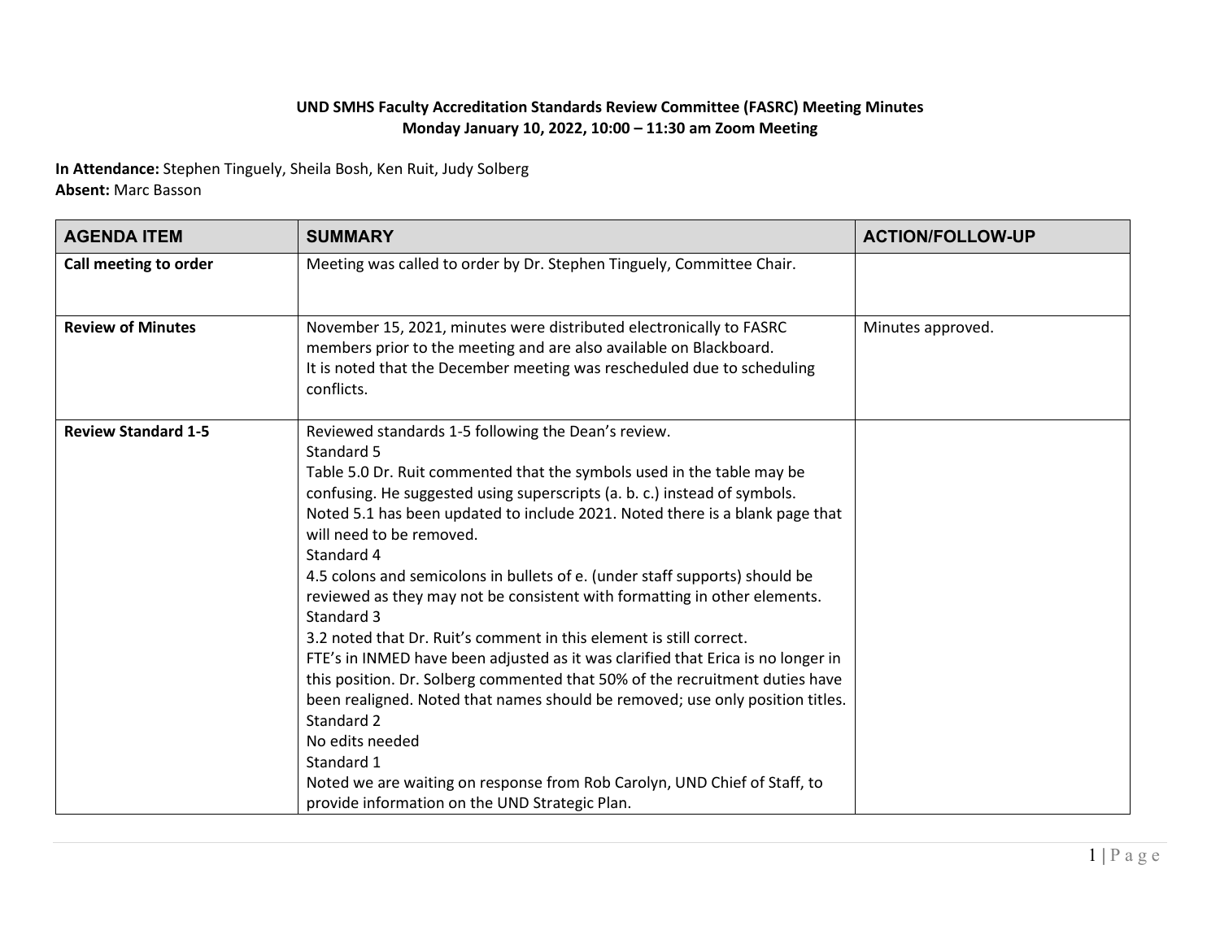**UND SMHS Faculty Accreditation Standards Review Committee (FASRC) Meeting Minutes**
**Monday January 10, 2022, 10:00 – 11:30 am Zoom Meeting**

**In Attendance:** Stephen Tinguely, Sheila Bosh, Ken Ruit, Judy Solberg
**Absent:** Marc Basson

| AGENDA ITEM | SUMMARY | ACTION/FOLLOW-UP |
|---|---|---|
| **Call meeting to order** | Meeting was called to order by Dr. Stephen Tinguely, Committee Chair. | |
| **Review of Minutes** | November 15, 2021, minutes were distributed electronically to FASRC members prior to the meeting and are also available on Blackboard.<br>It is noted that the December meeting was rescheduled due to scheduling conflicts. | Minutes approved. |
| **Review Standard 1-5** | Reviewed standards 1-5 following the Dean's review.<br>Standard 5<br>Table 5.0 Dr. Ruit commented that the symbols used in the table may be confusing. He suggested using superscripts (a. b. c.) instead of symbols.<br>Noted 5.1 has been updated to include 2021. Noted there is a blank page that will need to be removed.<br>Standard 4<br>4.5 colons and semicolons in bullets of e. (under staff supports) should be reviewed as they may not be consistent with formatting in other elements.<br>Standard 3<br>3.2 noted that Dr. Ruit's comment in this element is still correct.<br>FTE's in INMED have been adjusted as it was clarified that Erica is no longer in this position. Dr. Solberg commented that 50% of the recruitment duties have been realigned. Noted that names should be removed; use only position titles.<br>Standard 2<br>No edits needed<br>Standard 1<br>Noted we are waiting on response from Rob Carolyn, UND Chief of Staff, to provide information on the UND Strategic Plan. | |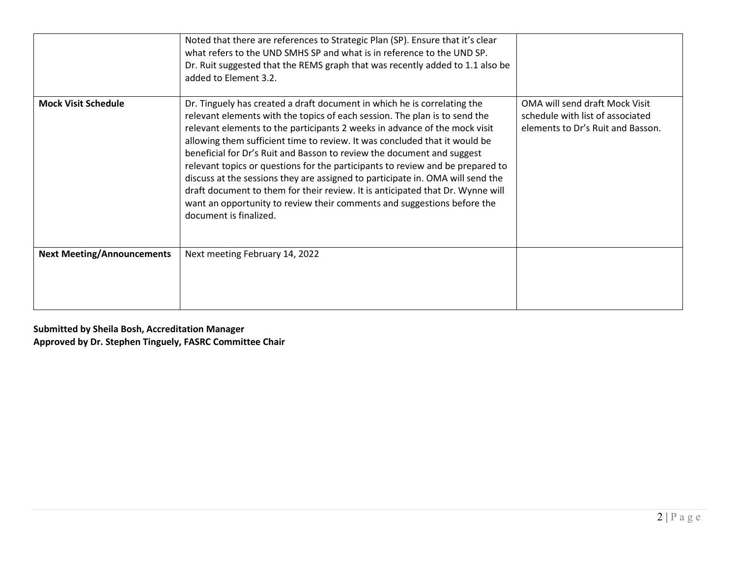| | | |
|---|---|---|
| | Noted that there are references to Strategic Plan (SP). Ensure that it's clear what refers to the UND SMHS SP and what is in reference to the UND SP. Dr. Ruit suggested that the REMS graph that was recently added to 1.1 also be added to Element 3.2. | |
| **Mock Visit Schedule** | Dr. Tinguely has created a draft document in which he is correlating the relevant elements with the topics of each session. The plan is to send the relevant elements to the participants 2 weeks in advance of the mock visit allowing them sufficient time to review. It was concluded that it would be beneficial for Dr's Ruit and Basson to review the document and suggest relevant topics or questions for the participants to review and be prepared to discuss at the sessions they are assigned to participate in. OMA will send the draft document to them for their review. It is anticipated that Dr. Wynne will want an opportunity to review their comments and suggestions before the document is finalized. | OMA will send draft Mock Visit schedule with list of associated elements to Dr's Ruit and Basson. |
| **Next Meeting/Announcements** | Next meeting February 14, 2022 | |

**Submitted by Sheila Bosh, Accreditation Manager**
**Approved by Dr. Stephen Tinguely, FASRC Committee Chair**